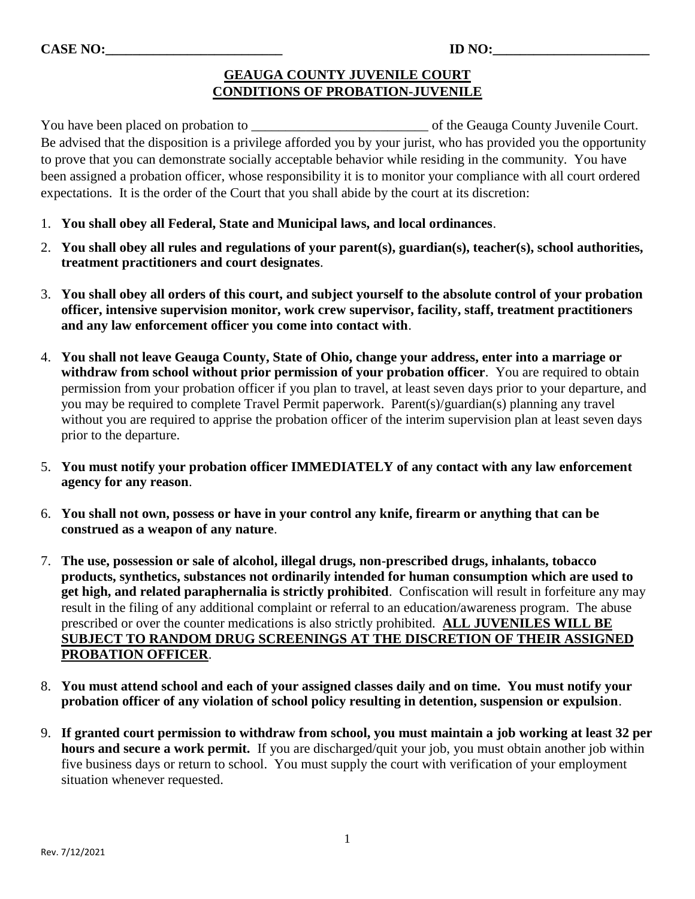**CASE NO:_________________________** **ID NO:______________________**

## GEAUGA COUNTY JUVENILE COURT
## CONDITIONS OF PROBATION-JUVENILE

You have been placed on probation to __________________________ of the Geauga County Juvenile Court. Be advised that the disposition is a privilege afforded you by your jurist, who has provided you the opportunity to prove that you can demonstrate socially acceptable behavior while residing in the community. You have been assigned a probation officer, whose responsibility it is to monitor your compliance with all court ordered expectations. It is the order of the Court that you shall abide by the court at its discretion:

1. **You shall obey all Federal, State and Municipal laws, and local ordinances**.
2. **You shall obey all rules and regulations of your parent(s), guardian(s), teacher(s), school authorities, treatment practitioners and court designates**.
3. **You shall obey all orders of this court, and subject yourself to the absolute control of your probation officer, intensive supervision monitor, work crew supervisor, facility, staff, treatment practitioners and any law enforcement officer you come into contact with**.
4. **You shall not leave Geauga County, State of Ohio, change your address, enter into a marriage or withdraw from school without prior permission of your probation officer**. You are required to obtain permission from your probation officer if you plan to travel, at least seven days prior to your departure, and you may be required to complete Travel Permit paperwork. Parent(s)/guardian(s) planning any travel without you are required to apprise the probation officer of the interim supervision plan at least seven days prior to the departure.
5. **You must notify your probation officer IMMEDIATELY of any contact with any law enforcement agency for any reason**.
6. **You shall not own, possess or have in your control any knife, firearm or anything that can be construed as a weapon of any nature**.
7. **The use, possession or sale of alcohol, illegal drugs, non-prescribed drugs, inhalants, tobacco products, synthetics, substances not ordinarily intended for human consumption which are used to get high, and related paraphernalia is strictly prohibited**. Confiscation will result in forfeiture any may result in the filing of any additional complaint or referral to an education/awareness program. The abuse prescribed or over the counter medications is also strictly prohibited. **<u>ALL JUVENILES WILL BE SUBJECT TO RANDOM DRUG SCREENINGS AT THE DISCRETION OF THEIR ASSIGNED PROBATION OFFICER</u>**.
8. **You must attend school and each of your assigned classes daily and on time. You must notify your probation officer of any violation of school policy resulting in detention, suspension or expulsion**.
9. **If granted court permission to withdraw from school, you must maintain a job working at least 32 per hours and secure a work permit.** If you are discharged/quit your job, you must obtain another job within five business days or return to school. You must supply the court with verification of your employment situation whenever requested.

Rev. 7/12/2021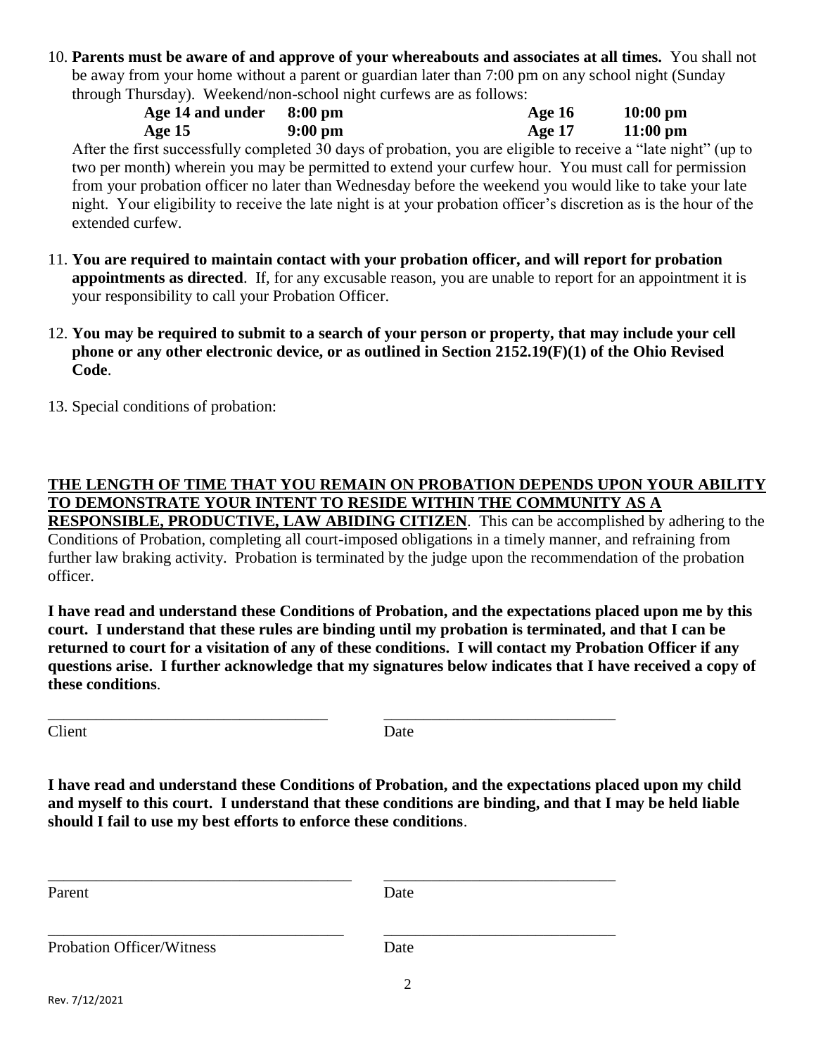10. **Parents must be aware of and approve of your whereabouts and associates at all times.** You shall not be away from your home without a parent or guardian later than 7:00 pm on any school night (Sunday through Thursday). Weekend/non-school night curfews are as follows:

| | | | |
|---|---|---|---|
| **Age 14 and under** | **8:00 pm** | **Age 16** | **10:00 pm** |
| **Age 15** | **9:00 pm** | **Age 17** | **11:00 pm** |

After the first successfully completed 30 days of probation, you are eligible to receive a "late night" (up to two per month) wherein you may be permitted to extend your curfew hour. You must call for permission from your probation officer no later than Wednesday before the weekend you would like to take your late night. Your eligibility to receive the late night is at your probation officer's discretion as is the hour of the extended curfew.

11. **You are required to maintain contact with your probation officer, and will report for probation appointments as directed**. If, for any excusable reason, you are unable to report for an appointment it is your responsibility to call your Probation Officer.

12. **You may be required to submit to a search of your person or property, that may include your cell phone or any other electronic device, or as outlined in Section 2152.19(F)(1) of the Ohio Revised Code**.

13. Special conditions of probation:

**THE LENGTH OF TIME THAT YOU REMAIN ON PROBATION DEPENDS UPON YOUR ABILITY TO DEMONSTRATE YOUR INTENT TO RESIDE WITHIN THE COMMUNITY AS A RESPONSIBLE, PRODUCTIVE, LAW ABIDING CITIZEN**. This can be accomplished by adhering to the Conditions of Probation, completing all court-imposed obligations in a timely manner, and refraining from further law braking activity. Probation is terminated by the judge upon the recommendation of the probation officer.

**I have read and understand these Conditions of Probation, and the expectations placed upon me by this court. I understand that these rules are binding until my probation is terminated, and that I can be returned to court for a visitation of any of these conditions. I will contact my Probation Officer if any questions arise. I further acknowledge that my signatures below indicates that I have received a copy of these conditions**.

\_\_\_\_\_\_\_\_\_\_\_\_\_\_\_\_\_\_\_\_\_\_\_\_\_\_\_\_\_\_\_\_\_\_\_ \_\_\_\_\_\_\_\_\_\_\_\_\_\_\_\_\_\_\_\_\_\_\_\_\_\_\_\_\_\_

Client Date

**I have read and understand these Conditions of Probation, and the expectations placed upon my child and myself to this court. I understand that these conditions are binding, and that I may be held liable should I fail to use my best efforts to enforce these conditions**.

\_\_\_\_\_\_\_\_\_\_\_\_\_\_\_\_\_\_\_\_\_\_\_\_\_\_\_\_\_\_\_\_\_\_\_\_\_\_ \_\_\_\_\_\_\_\_\_\_\_\_\_\_\_\_\_\_\_\_\_\_\_\_\_\_\_\_\_\_

Parent Date

\_\_\_\_\_\_\_\_\_\_\_\_\_\_\_\_\_\_\_\_\_\_\_\_\_\_\_\_\_\_\_\_\_\_\_\_\_\_ \_\_\_\_\_\_\_\_\_\_\_\_\_\_\_\_\_\_\_\_\_\_\_\_\_\_\_\_\_\_

Probation Officer/Witness Date

Rev. 7/12/2021